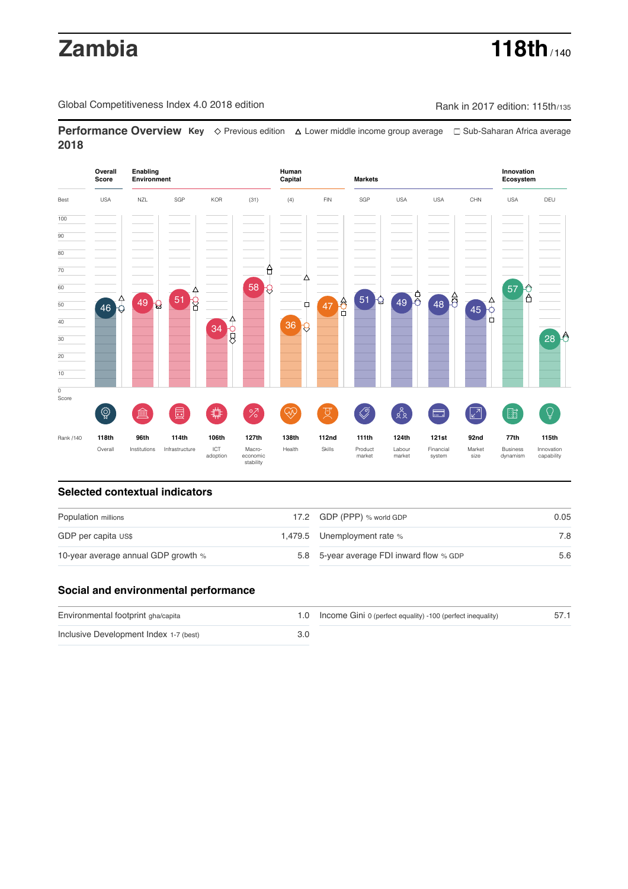# Zambia

**118th** / 140

Global Competitiveness Index 4.0 2018 edition

Rank in 2017 edition: 115th/135

## Performance Overview 2018

**Key** ◇ Previous edition △ Lower middle income group average □ Sub-Saharan Africa average

| | Overall Score | Enabling Environment | | | | Human Capital | | Markets | | | | Innovation Ecosystem | |
|---|---|---|---|---|---|---|---|---|---|---|---|---|---|
| Best | USA | NZL | SGP | KOR | (31) | (4) | FIN | SGP | USA | USA | CHN | USA | DEU |
| Score | 46 | 49 | 51 | 34 | 58 | 36 | 47 | 51 | 49 | 48 | 45 | 57 | 28 |
| Rank /140 | 118th | 96th | 114th | 106th | 127th | 138th | 112nd | 111th | 124th | 121st | 92nd | 77th | 115th |
| | Overall | Institutions | Infrastructure | ICT adoption | Macro-economic stability | Health | Skills | Product market | Labour market | Financial system | Market size | Business dynamism | Innovation capability |

## Selected contextual indicators

| Indicator | Value | Indicator | Value |
|---|---|---|---|
| Population millions | 17.2 | GDP (PPP) % world GDP | 0.05 |
| GDP per capita US$ | 1,479.5 | Unemployment rate % | 7.8 |
| 10-year average annual GDP growth % | 5.8 | 5-year average FDI inward flow % GDP | 5.6 |

## Social and environmental performance

| Indicator | Value | Indicator | Value |
|---|---|---|---|
| Environmental footprint gha/capita | 1.0 | Income Gini 0 (perfect equality) -100 (perfect inequality) | 57.1 |
| Inclusive Development Index 1-7 (best) | 3.0 | | |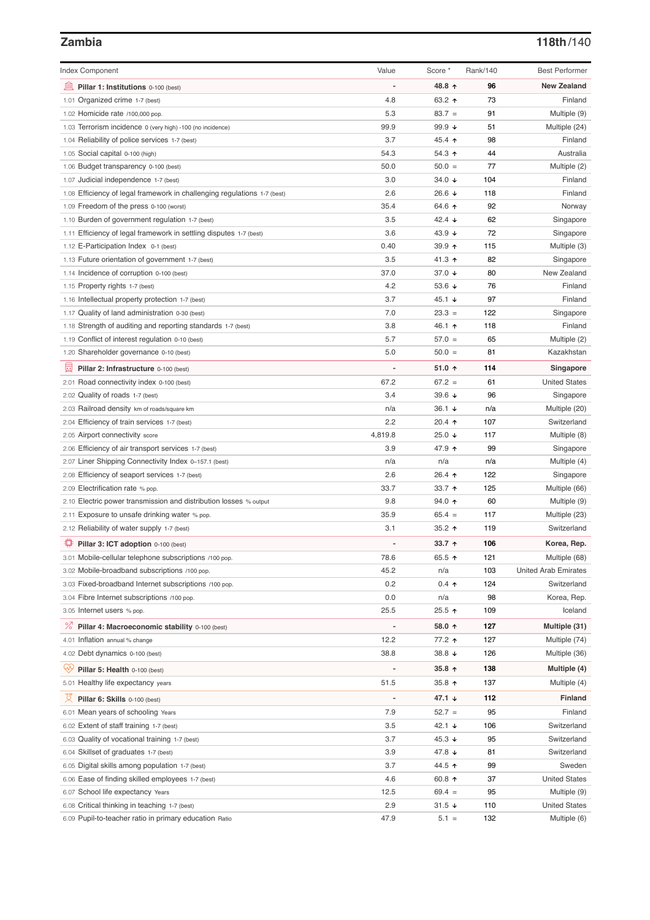## Zambia

**118th/140**

| Index Component | Value | Score * | Rank/140 | Best Performer |
|---|---|---|---|---|
| **Pillar 1: Institutions** 0-100 (best) | - | **48.8 ↑** | **96** | **New Zealand** |
| 1.01 Organized crime 1-7 (best) | 4.8 | 63.2 ↑ | 73 | Finland |
| 1.02 Homicide rate /100,000 pop. | 5.3 | 83.7 = | 91 | Multiple (9) |
| 1.03 Terrorism incidence 0 (very high) -100 (no incidence) | 99.9 | 99.9 ↓ | 51 | Multiple (24) |
| 1.04 Reliability of police services 1-7 (best) | 3.7 | 45.4 ↑ | 98 | Finland |
| 1.05 Social capital 0-100 (high) | 54.3 | 54.3 ↑ | 44 | Australia |
| 1.06 Budget transparency 0-100 (best) | 50.0 | 50.0 = | 77 | Multiple (2) |
| 1.07 Judicial independence 1-7 (best) | 3.0 | 34.0 ↓ | 104 | Finland |
| 1.08 Efficiency of legal framework in challenging regulations 1-7 (best) | 2.6 | 26.6 ↓ | 118 | Finland |
| 1.09 Freedom of the press 0-100 (worst) | 35.4 | 64.6 ↑ | 92 | Norway |
| 1.10 Burden of government regulation 1-7 (best) | 3.5 | 42.4 ↓ | 62 | Singapore |
| 1.11 Efficiency of legal framework in settling disputes 1-7 (best) | 3.6 | 43.9 ↓ | 72 | Singapore |
| 1.12 E-Participation Index 0-1 (best) | 0.40 | 39.9 ↑ | 115 | Multiple (3) |
| 1.13 Future orientation of government 1-7 (best) | 3.5 | 41.3 ↑ | 82 | Singapore |
| 1.14 Incidence of corruption 0-100 (best) | 37.0 | 37.0 ↓ | 80 | New Zealand |
| 1.15 Property rights 1-7 (best) | 4.2 | 53.6 ↓ | 76 | Finland |
| 1.16 Intellectual property protection 1-7 (best) | 3.7 | 45.1 ↓ | 97 | Finland |
| 1.17 Quality of land administration 0-30 (best) | 7.0 | 23.3 = | 122 | Singapore |
| 1.18 Strength of auditing and reporting standards 1-7 (best) | 3.8 | 46.1 ↑ | 118 | Finland |
| 1.19 Conflict of interest regulation 0-10 (best) | 5.7 | 57.0 = | 65 | Multiple (2) |
| 1.20 Shareholder governance 0-10 (best) | 5.0 | 50.0 = | 81 | Kazakhstan |
| **Pillar 2: Infrastructure** 0-100 (best) | - | **51.0 ↑** | **114** | **Singapore** |
| 2.01 Road connectivity index 0-100 (best) | 67.2 | 67.2 = | 61 | United States |
| 2.02 Quality of roads 1-7 (best) | 3.4 | 39.6 ↓ | 96 | Singapore |
| 2.03 Railroad density km of roads/square km | n/a | 36.1 ↓ | n/a | Multiple (20) |
| 2.04 Efficiency of train services 1-7 (best) | 2.2 | 20.4 ↑ | 107 | Switzerland |
| 2.05 Airport connectivity score | 4,819.8 | 25.0 ↓ | 117 | Multiple (8) |
| 2.06 Efficiency of air transport services 1-7 (best) | 3.9 | 47.9 ↑ | 99 | Singapore |
| 2.07 Liner Shipping Connectivity Index 0–157.1 (best) | n/a | n/a | n/a | Multiple (4) |
| 2.08 Efficiency of seaport services 1-7 (best) | 2.6 | 26.4 ↑ | 122 | Singapore |
| 2.09 Electrification rate % pop. | 33.7 | 33.7 ↑ | 125 | Multiple (66) |
| 2.10 Electric power transmission and distribution losses % output | 9.8 | 94.0 ↑ | 60 | Multiple (9) |
| 2.11 Exposure to unsafe drinking water % pop. | 35.9 | 65.4 = | 117 | Multiple (23) |
| 2.12 Reliability of water supply 1-7 (best) | 3.1 | 35.2 ↑ | 119 | Switzerland |
| **Pillar 3: ICT adoption** 0-100 (best) | - | **33.7 ↑** | **106** | **Korea, Rep.** |
| 3.01 Mobile-cellular telephone subscriptions /100 pop. | 78.6 | 65.5 ↑ | 121 | Multiple (68) |
| 3.02 Mobile-broadband subscriptions /100 pop. | 45.2 | n/a | 103 | United Arab Emirates |
| 3.03 Fixed-broadband Internet subscriptions /100 pop. | 0.2 | 0.4 ↑ | 124 | Switzerland |
| 3.04 Fibre Internet subscriptions /100 pop. | 0.0 | n/a | 98 | Korea, Rep. |
| 3.05 Internet users % pop. | 25.5 | 25.5 ↑ | 109 | Iceland |
| **Pillar 4: Macroeconomic stability** 0-100 (best) | - | **58.0 ↑** | **127** | **Multiple (31)** |
| 4.01 Inflation annual % change | 12.2 | 77.2 ↑ | 127 | Multiple (74) |
| 4.02 Debt dynamics 0-100 (best) | 38.8 | 38.8 ↓ | 126 | Multiple (36) |
| **Pillar 5: Health** 0-100 (best) | - | **35.8 ↑** | **138** | **Multiple (4)** |
| 5.01 Healthy life expectancy years | 51.5 | 35.8 ↑ | 137 | Multiple (4) |
| **Pillar 6: Skills** 0-100 (best) | - | **47.1 ↓** | **112** | **Finland** |
| 6.01 Mean years of schooling Years | 7.9 | 52.7 = | 95 | Finland |
| 6.02 Extent of staff training 1-7 (best) | 3.5 | 42.1 ↓ | 106 | Switzerland |
| 6.03 Quality of vocational training 1-7 (best) | 3.7 | 45.3 ↓ | 95 | Switzerland |
| 6.04 Skillset of graduates 1-7 (best) | 3.9 | 47.8 ↓ | 81 | Switzerland |
| 6.05 Digital skills among population 1-7 (best) | 3.7 | 44.5 ↑ | 99 | Sweden |
| 6.06 Ease of finding skilled employees 1-7 (best) | 4.6 | 60.8 ↑ | 37 | United States |
| 6.07 School life expectancy Years | 12.5 | 69.4 = | 95 | Multiple (9) |
| 6.08 Critical thinking in teaching 1-7 (best) | 2.9 | 31.5 ↓ | 110 | United States |
| 6.09 Pupil-to-teacher ratio in primary education Ratio | 47.9 | 5.1 = | 132 | Multiple (6) |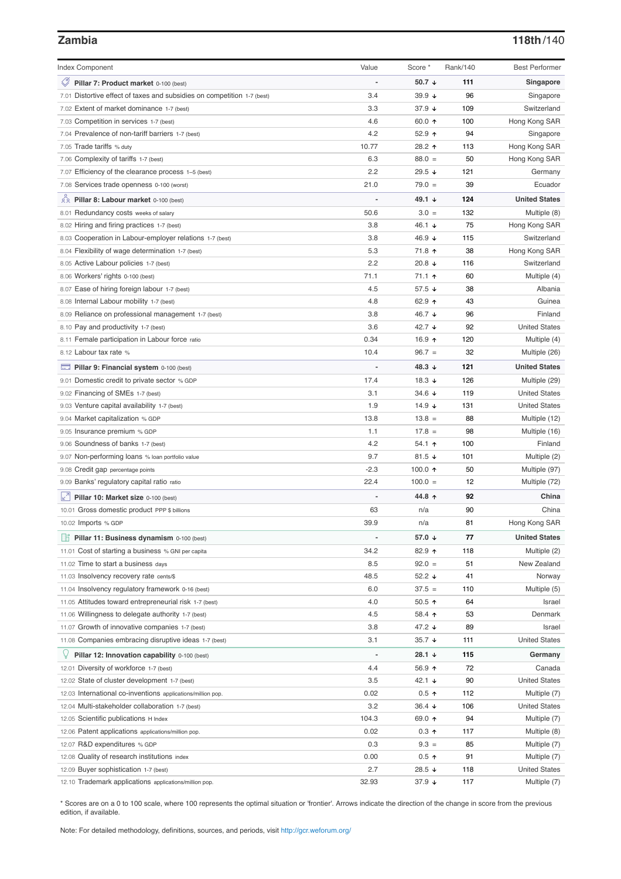## Zambia

**118th**/140

| Index Component | Value | Score * | Rank/140 | Best Performer |
|---|---|---|---|---|
| **Pillar 7: Product market** 0-100 (best) | - | **50.7 ↓** | **111** | **Singapore** |
| 7.01 Distortive effect of taxes and subsidies on competition 1-7 (best) | 3.4 | 39.9 ↓ | 96 | Singapore |
| 7.02 Extent of market dominance 1-7 (best) | 3.3 | 37.9 ↓ | 109 | Switzerland |
| 7.03 Competition in services 1-7 (best) | 4.6 | 60.0 ↑ | 100 | Hong Kong SAR |
| 7.04 Prevalence of non-tariff barriers 1-7 (best) | 4.2 | 52.9 ↑ | 94 | Singapore |
| 7.05 Trade tariffs % duty | 10.77 | 28.2 ↑ | 113 | Hong Kong SAR |
| 7.06 Complexity of tariffs 1-7 (best) | 6.3 | 88.0 = | 50 | Hong Kong SAR |
| 7.07 Efficiency of the clearance process 1–5 (best) | 2.2 | 29.5 ↓ | 121 | Germany |
| 7.08 Services trade openness 0-100 (worst) | 21.0 | 79.0 = | 39 | Ecuador |
| **Pillar 8: Labour market** 0-100 (best) | - | **49.1 ↓** | **124** | **United States** |
| 8.01 Redundancy costs weeks of salary | 50.6 | 3.0 = | 132 | Multiple (8) |
| 8.02 Hiring and firing practices 1-7 (best) | 3.8 | 46.1 ↓ | 75 | Hong Kong SAR |
| 8.03 Cooperation in Labour-employer relations 1-7 (best) | 3.8 | 46.9 ↓ | 115 | Switzerland |
| 8.04 Flexibility of wage determination 1-7 (best) | 5.3 | 71.8 ↑ | 38 | Hong Kong SAR |
| 8.05 Active Labour policies 1-7 (best) | 2.2 | 20.8 ↓ | 116 | Switzerland |
| 8.06 Workers' rights 0-100 (best) | 71.1 | 71.1 ↑ | 60 | Multiple (4) |
| 8.07 Ease of hiring foreign labour 1-7 (best) | 4.5 | 57.5 ↓ | 38 | Albania |
| 8.08 Internal Labour mobility 1-7 (best) | 4.8 | 62.9 ↑ | 43 | Guinea |
| 8.09 Reliance on professional management 1-7 (best) | 3.8 | 46.7 ↓ | 96 | Finland |
| 8.10 Pay and productivity 1-7 (best) | 3.6 | 42.7 ↓ | 92 | United States |
| 8.11 Female participation in Labour force ratio | 0.34 | 16.9 ↑ | 120 | Multiple (4) |
| 8.12 Labour tax rate % | 10.4 | 96.7 = | 32 | Multiple (26) |
| **Pillar 9: Financial system** 0-100 (best) | - | **48.3 ↓** | **121** | **United States** |
| 9.01 Domestic credit to private sector % GDP | 17.4 | 18.3 ↓ | 126 | Multiple (29) |
| 9.02 Financing of SMEs 1-7 (best) | 3.1 | 34.6 ↓ | 119 | United States |
| 9.03 Venture capital availability 1-7 (best) | 1.9 | 14.9 ↓ | 131 | United States |
| 9.04 Market capitalization % GDP | 13.8 | 13.8 = | 88 | Multiple (12) |
| 9.05 Insurance premium % GDP | 1.1 | 17.8 = | 98 | Multiple (16) |
| 9.06 Soundness of banks 1-7 (best) | 4.2 | 54.1 ↑ | 100 | Finland |
| 9.07 Non-performing loans % loan portfolio value | 9.7 | 81.5 ↓ | 101 | Multiple (2) |
| 9.08 Credit gap percentage points | -2.3 | 100.0 ↑ | 50 | Multiple (97) |
| 9.09 Banks' regulatory capital ratio ratio | 22.4 | 100.0 = | 12 | Multiple (72) |
| **Pillar 10: Market size** 0-100 (best) | - | **44.8 ↑** | **92** | **China** |
| 10.01 Gross domestic product PPP $ billions | 63 | n/a | 90 | China |
| 10.02 Imports % GDP | 39.9 | n/a | 81 | Hong Kong SAR |
| **Pillar 11: Business dynamism** 0-100 (best) | - | **57.0 ↓** | **77** | **United States** |
| 11.01 Cost of starting a business % GNI per capita | 34.2 | 82.9 ↑ | 118 | Multiple (2) |
| 11.02 Time to start a business days | 8.5 | 92.0 = | 51 | New Zealand |
| 11.03 Insolvency recovery rate cents/$ | 48.5 | 52.2 ↓ | 41 | Norway |
| 11.04 Insolvency regulatory framework 0-16 (best) | 6.0 | 37.5 = | 110 | Multiple (5) |
| 11.05 Attitudes toward entrepreneurial risk 1-7 (best) | 4.0 | 50.5 ↑ | 64 | Israel |
| 11.06 Willingness to delegate authority 1-7 (best) | 4.5 | 58.4 ↑ | 53 | Denmark |
| 11.07 Growth of innovative companies 1-7 (best) | 3.8 | 47.2 ↓ | 89 | Israel |
| 11.08 Companies embracing disruptive ideas 1-7 (best) | 3.1 | 35.7 ↓ | 111 | United States |
| **Pillar 12: Innovation capability** 0-100 (best) | - | **28.1 ↓** | **115** | **Germany** |
| 12.01 Diversity of workforce 1-7 (best) | 4.4 | 56.9 ↑ | 72 | Canada |
| 12.02 State of cluster development 1-7 (best) | 3.5 | 42.1 ↓ | 90 | United States |
| 12.03 International co-inventions applications/million pop. | 0.02 | 0.5 ↑ | 112 | Multiple (7) |
| 12.04 Multi-stakeholder collaboration 1-7 (best) | 3.2 | 36.4 ↓ | 106 | United States |
| 12.05 Scientific publications H Index | 104.3 | 69.0 ↑ | 94 | Multiple (7) |
| 12.06 Patent applications applications/million pop. | 0.02 | 0.3 ↑ | 117 | Multiple (8) |
| 12.07 R&D expenditures % GDP | 0.3 | 9.3 = | 85 | Multiple (7) |
| 12.08 Quality of research institutions index | 0.00 | 0.5 ↑ | 91 | Multiple (7) |
| 12.09 Buyer sophistication 1-7 (best) | 2.7 | 28.5 ↓ | 118 | United States |
| 12.10 Trademark applications applications/million pop. | 32.93 | 37.9 ↓ | 117 | Multiple (7) |

* Scores are on a 0 to 100 scale, where 100 represents the optimal situation or 'frontier'. Arrows indicate the direction of the change in score from the previous edition, if available.

Note: For detailed methodology, definitions, sources, and periods, visit http://gcr.weforum.org/